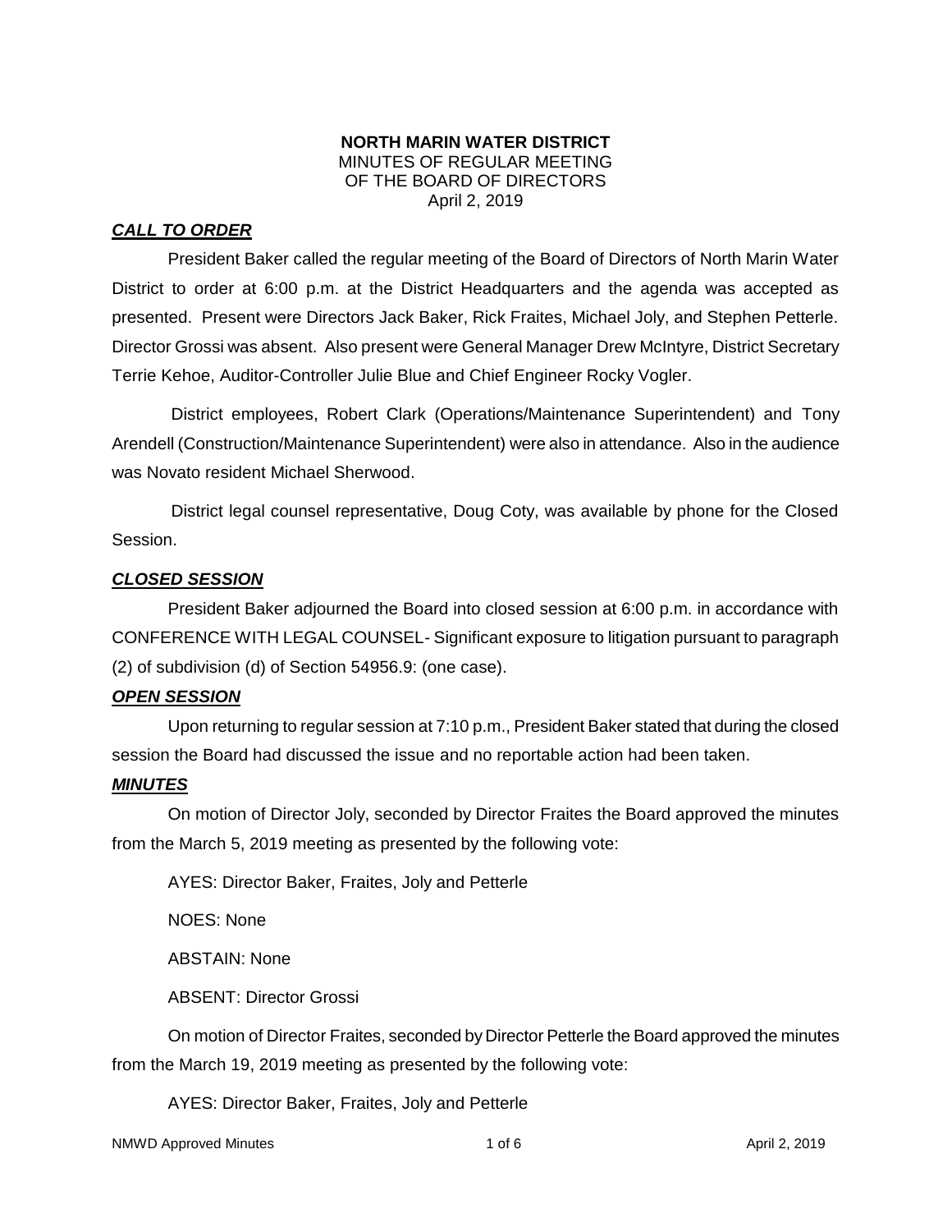**NORTH MARIN WATER DISTRICT**
MINUTES OF REGULAR MEETING
OF THE BOARD OF DIRECTORS
April 2, 2019

***CALL TO ORDER***

President Baker called the regular meeting of the Board of Directors of North Marin Water District to order at 6:00 p.m. at the District Headquarters and the agenda was accepted as presented. Present were Directors Jack Baker, Rick Fraites, Michael Joly, and Stephen Petterle. Director Grossi was absent. Also present were General Manager Drew McIntyre, District Secretary Terrie Kehoe, Auditor-Controller Julie Blue and Chief Engineer Rocky Vogler.

District employees, Robert Clark (Operations/Maintenance Superintendent) and Tony Arendell (Construction/Maintenance Superintendent) were also in attendance. Also in the audience was Novato resident Michael Sherwood.

District legal counsel representative, Doug Coty, was available by phone for the Closed Session.

***CLOSED SESSION***

President Baker adjourned the Board into closed session at 6:00 p.m. in accordance with CONFERENCE WITH LEGAL COUNSEL- Significant exposure to litigation pursuant to paragraph (2) of subdivision (d) of Section 54956.9: (one case).

***OPEN SESSION***

Upon returning to regular session at 7:10 p.m., President Baker stated that during the closed session the Board had discussed the issue and no reportable action had been taken.

***MINUTES***

On motion of Director Joly, seconded by Director Fraites the Board approved the minutes from the March 5, 2019 meeting as presented by the following vote:

AYES: Director Baker, Fraites, Joly and Petterle

NOES: None

ABSTAIN: None

ABSENT: Director Grossi

On motion of Director Fraites, seconded by Director Petterle the Board approved the minutes from the March 19, 2019 meeting as presented by the following vote:

AYES: Director Baker, Fraites, Joly and Petterle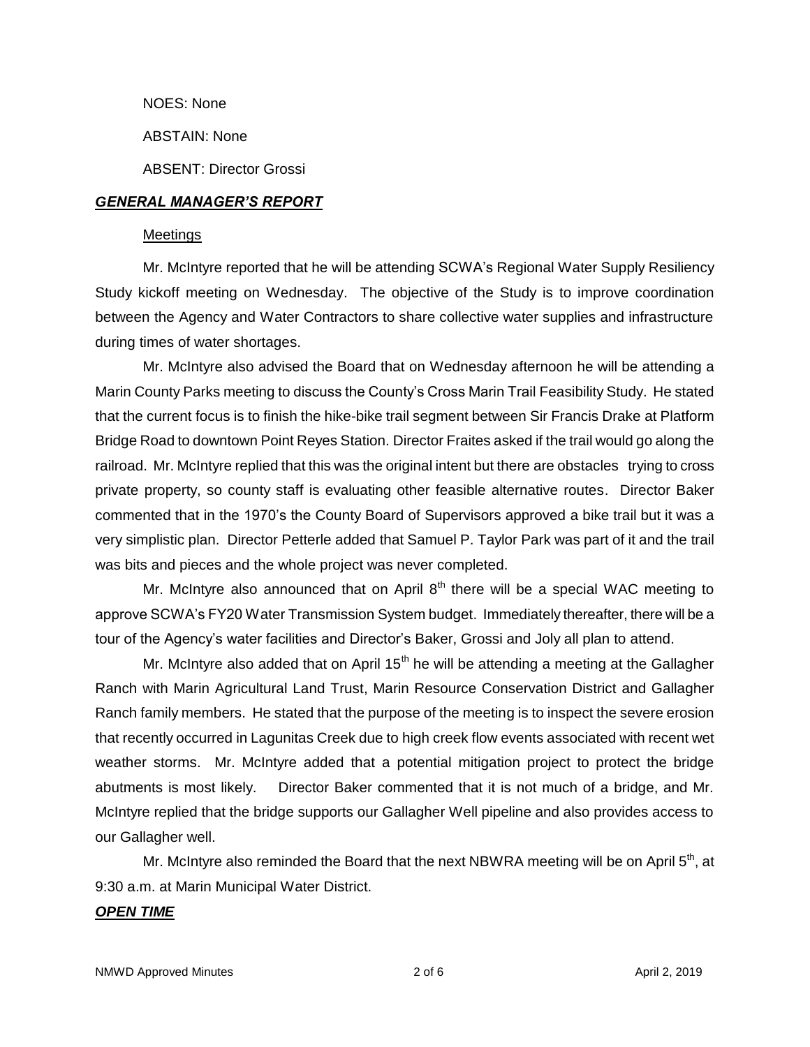NOES: None

ABSTAIN: None

ABSENT: Director Grossi

***GENERAL MANAGER'S REPORT***

Meetings

Mr. McIntyre reported that he will be attending SCWA's Regional Water Supply Resiliency Study kickoff meeting on Wednesday. The objective of the Study is to improve coordination between the Agency and Water Contractors to share collective water supplies and infrastructure during times of water shortages.

Mr. McIntyre also advised the Board that on Wednesday afternoon he will be attending a Marin County Parks meeting to discuss the County's Cross Marin Trail Feasibility Study. He stated that the current focus is to finish the hike-bike trail segment between Sir Francis Drake at Platform Bridge Road to downtown Point Reyes Station. Director Fraites asked if the trail would go along the railroad. Mr. McIntyre replied that this was the original intent but there are obstacles trying to cross private property, so county staff is evaluating other feasible alternative routes. Director Baker commented that in the 1970's the County Board of Supervisors approved a bike trail but it was a very simplistic plan. Director Petterle added that Samuel P. Taylor Park was part of it and the trail was bits and pieces and the whole project was never completed.

Mr. McIntyre also announced that on April 8th there will be a special WAC meeting to approve SCWA's FY20 Water Transmission System budget. Immediately thereafter, there will be a tour of the Agency's water facilities and Director's Baker, Grossi and Joly all plan to attend.

Mr. McIntyre also added that on April 15th he will be attending a meeting at the Gallagher Ranch with Marin Agricultural Land Trust, Marin Resource Conservation District and Gallagher Ranch family members. He stated that the purpose of the meeting is to inspect the severe erosion that recently occurred in Lagunitas Creek due to high creek flow events associated with recent wet weather storms. Mr. McIntyre added that a potential mitigation project to protect the bridge abutments is most likely. Director Baker commented that it is not much of a bridge, and Mr. McIntyre replied that the bridge supports our Gallagher Well pipeline and also provides access to our Gallagher well.

Mr. McIntyre also reminded the Board that the next NBWRA meeting will be on April 5th, at 9:30 a.m. at Marin Municipal Water District.

***OPEN TIME***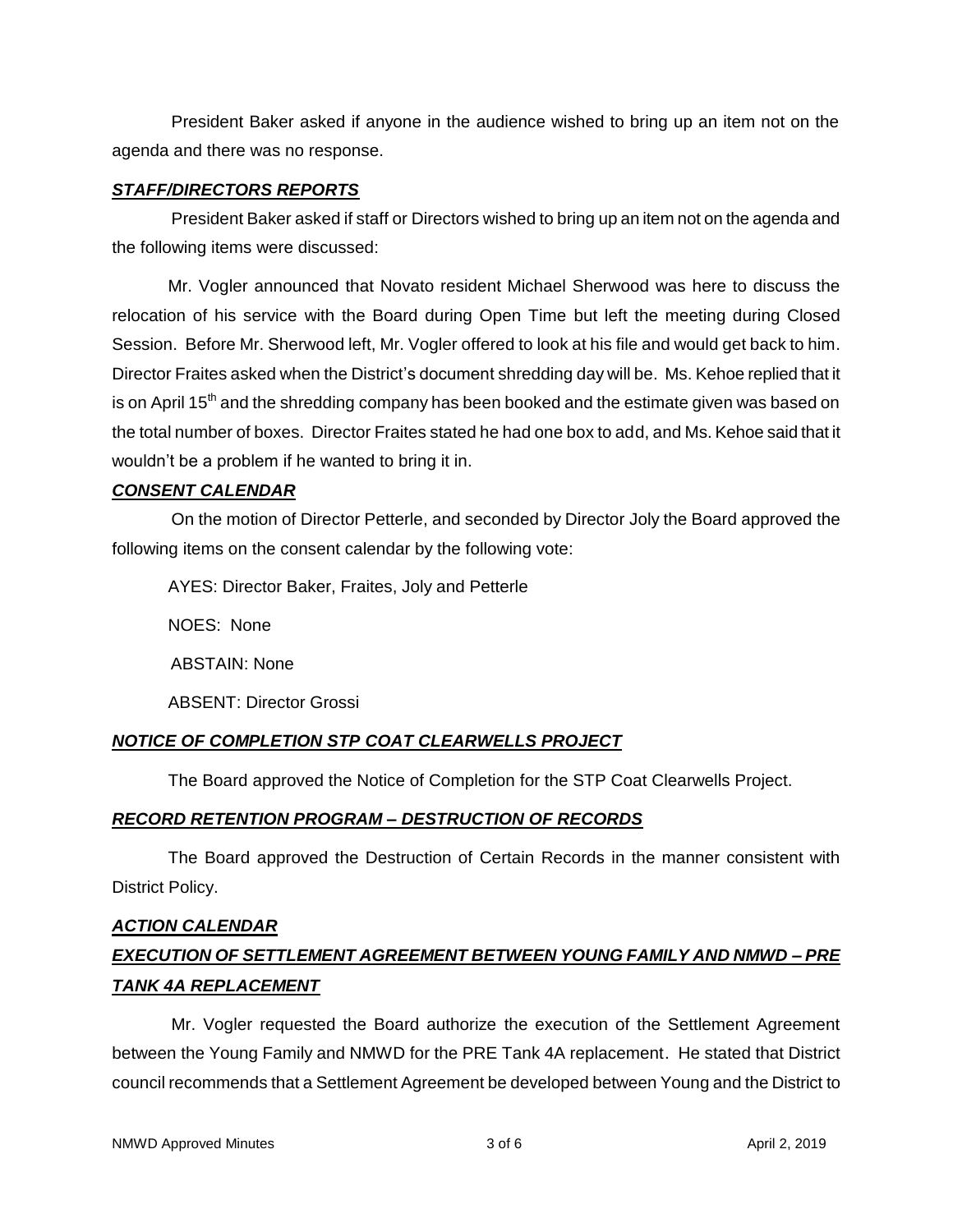President Baker asked if anyone in the audience wished to bring up an item not on the agenda and there was no response.

***STAFF/DIRECTORS REPORTS***

President Baker asked if staff or Directors wished to bring up an item not on the agenda and the following items were discussed:

Mr. Vogler announced that Novato resident Michael Sherwood was here to discuss the relocation of his service with the Board during Open Time but left the meeting during Closed Session. Before Mr. Sherwood left, Mr. Vogler offered to look at his file and would get back to him. Director Fraites asked when the District's document shredding day will be. Ms. Kehoe replied that it is on April 15th and the shredding company has been booked and the estimate given was based on the total number of boxes. Director Fraites stated he had one box to add, and Ms. Kehoe said that it wouldn't be a problem if he wanted to bring it in.

***CONSENT CALENDAR***

On the motion of Director Petterle, and seconded by Director Joly the Board approved the following items on the consent calendar by the following vote:

AYES: Director Baker, Fraites, Joly and Petterle

NOES: None

ABSTAIN: None

ABSENT: Director Grossi

***NOTICE OF COMPLETION STP COAT CLEARWELLS PROJECT***

The Board approved the Notice of Completion for the STP Coat Clearwells Project.

***RECORD RETENTION PROGRAM – DESTRUCTION OF RECORDS***

The Board approved the Destruction of Certain Records in the manner consistent with District Policy.

***ACTION CALENDAR***

***EXECUTION OF SETTLEMENT AGREEMENT BETWEEN YOUNG FAMILY AND NMWD – PRE TANK 4A REPLACEMENT***

Mr. Vogler requested the Board authorize the execution of the Settlement Agreement between the Young Family and NMWD for the PRE Tank 4A replacement. He stated that District council recommends that a Settlement Agreement be developed between Young and the District to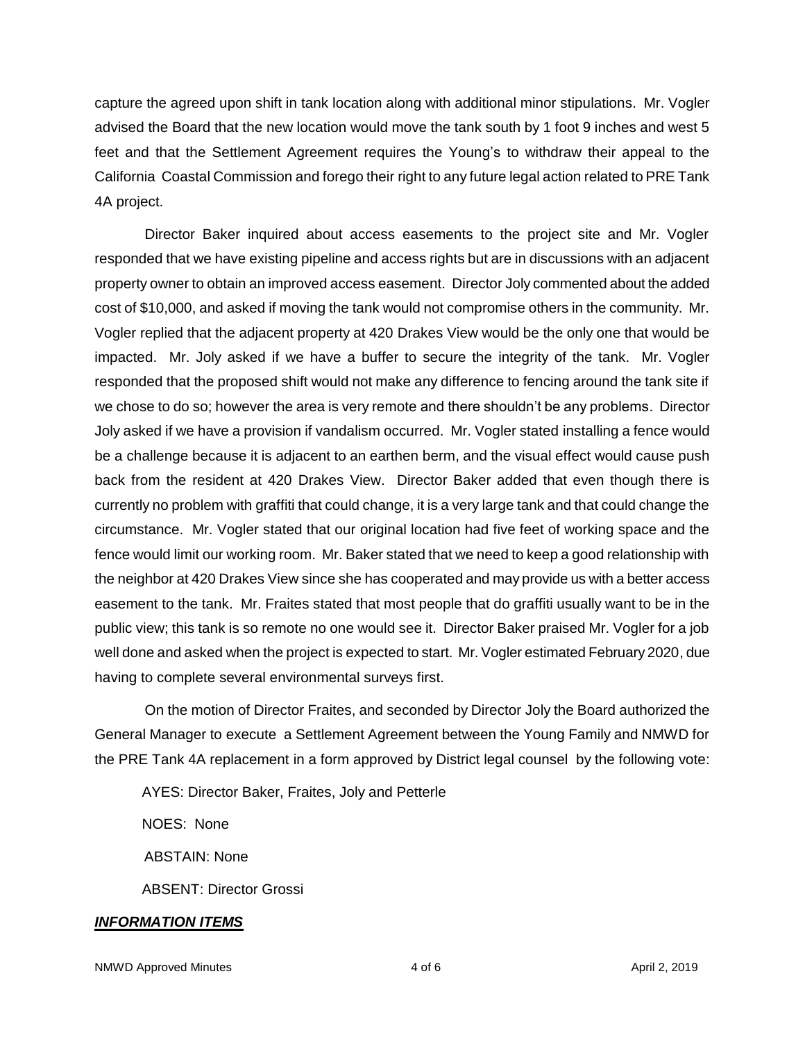capture the agreed upon shift in tank location along with additional minor stipulations. Mr. Vogler advised the Board that the new location would move the tank south by 1 foot 9 inches and west 5 feet and that the Settlement Agreement requires the Young's to withdraw their appeal to the California Coastal Commission and forego their right to any future legal action related to PRE Tank 4A project.

Director Baker inquired about access easements to the project site and Mr. Vogler responded that we have existing pipeline and access rights but are in discussions with an adjacent property owner to obtain an improved access easement. Director Joly commented about the added cost of $10,000, and asked if moving the tank would not compromise others in the community. Mr. Vogler replied that the adjacent property at 420 Drakes View would be the only one that would be impacted. Mr. Joly asked if we have a buffer to secure the integrity of the tank. Mr. Vogler responded that the proposed shift would not make any difference to fencing around the tank site if we chose to do so; however the area is very remote and there shouldn't be any problems. Director Joly asked if we have a provision if vandalism occurred. Mr. Vogler stated installing a fence would be a challenge because it is adjacent to an earthen berm, and the visual effect would cause push back from the resident at 420 Drakes View. Director Baker added that even though there is currently no problem with graffiti that could change, it is a very large tank and that could change the circumstance. Mr. Vogler stated that our original location had five feet of working space and the fence would limit our working room. Mr. Baker stated that we need to keep a good relationship with the neighbor at 420 Drakes View since she has cooperated and may provide us with a better access easement to the tank. Mr. Fraites stated that most people that do graffiti usually want to be in the public view; this tank is so remote no one would see it. Director Baker praised Mr. Vogler for a job well done and asked when the project is expected to start. Mr. Vogler estimated February 2020, due having to complete several environmental surveys first.

On the motion of Director Fraites, and seconded by Director Joly the Board authorized the General Manager to execute a Settlement Agreement between the Young Family and NMWD for the PRE Tank 4A replacement in a form approved by District legal counsel by the following vote:

AYES: Director Baker, Fraites, Joly and Petterle

NOES: None

ABSTAIN: None

ABSENT: Director Grossi

***INFORMATION ITEMS***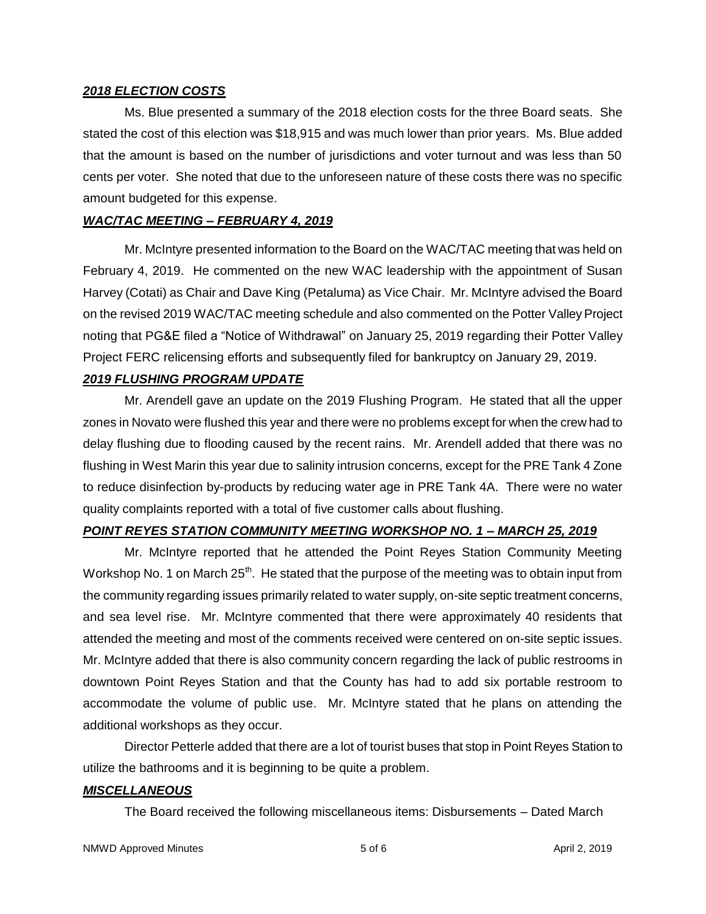***2018 ELECTION COSTS***

Ms. Blue presented a summary of the 2018 election costs for the three Board seats. She stated the cost of this election was $18,915 and was much lower than prior years. Ms. Blue added that the amount is based on the number of jurisdictions and voter turnout and was less than 50 cents per voter. She noted that due to the unforeseen nature of these costs there was no specific amount budgeted for this expense.

***WAC/TAC MEETING – FEBRUARY 4, 2019***

Mr. McIntyre presented information to the Board on the WAC/TAC meeting that was held on February 4, 2019. He commented on the new WAC leadership with the appointment of Susan Harvey (Cotati) as Chair and Dave King (Petaluma) as Vice Chair. Mr. McIntyre advised the Board on the revised 2019 WAC/TAC meeting schedule and also commented on the Potter Valley Project noting that PG&E filed a "Notice of Withdrawal" on January 25, 2019 regarding their Potter Valley Project FERC relicensing efforts and subsequently filed for bankruptcy on January 29, 2019.

***2019 FLUSHING PROGRAM UPDATE***

Mr. Arendell gave an update on the 2019 Flushing Program. He stated that all the upper zones in Novato were flushed this year and there were no problems except for when the crew had to delay flushing due to flooding caused by the recent rains. Mr. Arendell added that there was no flushing in West Marin this year due to salinity intrusion concerns, except for the PRE Tank 4 Zone to reduce disinfection by-products by reducing water age in PRE Tank 4A. There were no water quality complaints reported with a total of five customer calls about flushing.

***POINT REYES STATION COMMUNITY MEETING WORKSHOP NO. 1 – MARCH 25, 2019***

Mr. McIntyre reported that he attended the Point Reyes Station Community Meeting Workshop No. 1 on March 25th. He stated that the purpose of the meeting was to obtain input from the community regarding issues primarily related to water supply, on-site septic treatment concerns, and sea level rise. Mr. McIntyre commented that there were approximately 40 residents that attended the meeting and most of the comments received were centered on on-site septic issues. Mr. McIntyre added that there is also community concern regarding the lack of public restrooms in downtown Point Reyes Station and that the County has had to add six portable restroom to accommodate the volume of public use. Mr. McIntyre stated that he plans on attending the additional workshops as they occur.

Director Petterle added that there are a lot of tourist buses that stop in Point Reyes Station to utilize the bathrooms and it is beginning to be quite a problem.

***MISCELLANEOUS***

The Board received the following miscellaneous items: Disbursements – Dated March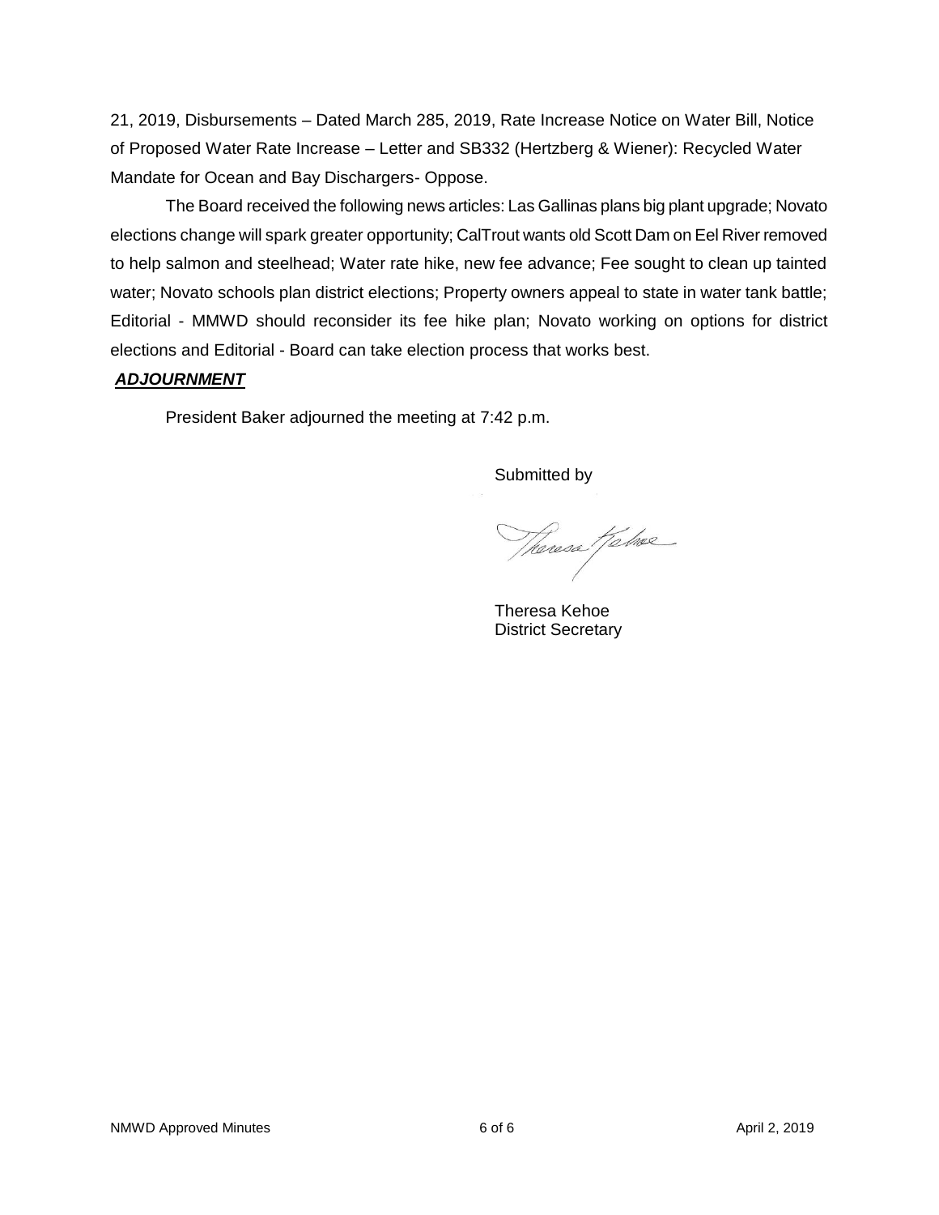21, 2019, Disbursements – Dated March 285, 2019, Rate Increase Notice on Water Bill, Notice of Proposed Water Rate Increase – Letter and SB332 (Hertzberg & Wiener): Recycled Water Mandate for Ocean and Bay Dischargers- Oppose.

The Board received the following news articles: Las Gallinas plans big plant upgrade; Novato elections change will spark greater opportunity; CalTrout wants old Scott Dam on Eel River removed to help salmon and steelhead; Water rate hike, new fee advance; Fee sought to clean up tainted water; Novato schools plan district elections; Property owners appeal to state in water tank battle; Editorial - MMWD should reconsider its fee hike plan; Novato working on options for district elections and Editorial - Board can take election process that works best.

***ADJOURNMENT***

President Baker adjourned the meeting at 7:42 p.m.

Submitted by

Theresa Kehoe

Theresa Kehoe
District Secretary